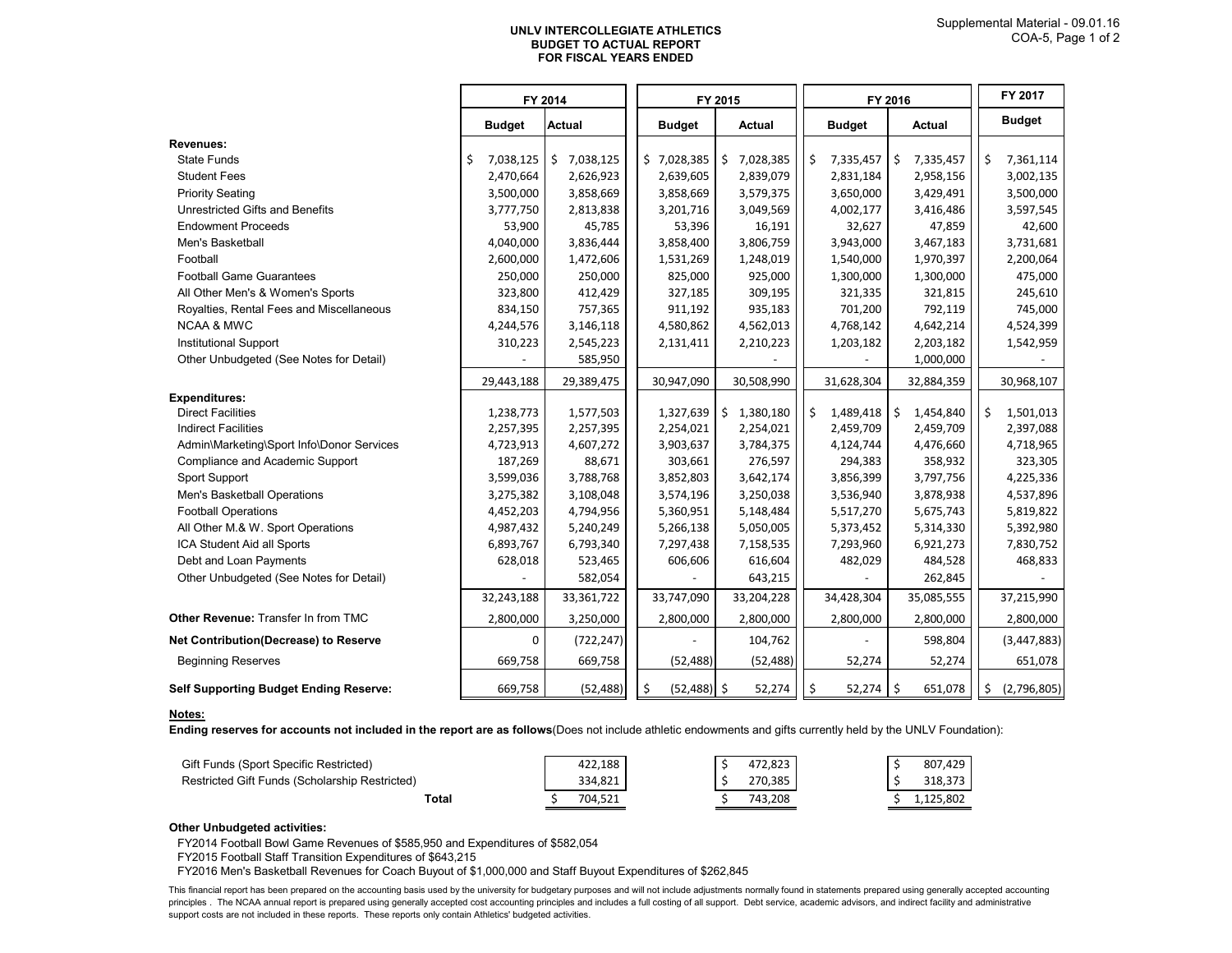**UNLV INTERCOLLEGIATE ATHLETICS**
**BUDGET TO ACTUAL REPORT**
**FOR FISCAL YEARS ENDED**

Supplemental Material - 09.01.16
COA-5, Page 1 of 2

| | FY 2014 | | FY 2015 | | FY 2016 | | FY 2017 |
|---|---|---|---|---|---|---|---|
| | Budget | Actual | Budget | Actual | Budget | Actual | Budget |
| **Revenues:** | | | | | | | |
| State Funds | $ 7,038,125 | $ 7,038,125 | $ 7,028,385 | $ 7,028,385 | $ 7,335,457 | $ 7,335,457 | $ 7,361,114 |
| Student Fees | 2,470,664 | 2,626,923 | 2,639,605 | 2,839,079 | 2,831,184 | 2,958,156 | 3,002,135 |
| Priority Seating | 3,500,000 | 3,858,669 | 3,858,669 | 3,579,375 | 3,650,000 | 3,429,491 | 3,500,000 |
| Unrestricted Gifts and Benefits | 3,777,750 | 2,813,838 | 3,201,716 | 3,049,569 | 4,002,177 | 3,416,486 | 3,597,545 |
| Endowment Proceeds | 53,900 | 45,785 | 53,396 | 16,191 | 32,627 | 47,859 | 42,600 |
| Men's Basketball | 4,040,000 | 3,836,444 | 3,858,400 | 3,806,759 | 3,943,000 | 3,467,183 | 3,731,681 |
| Football | 2,600,000 | 1,472,606 | 1,531,269 | 1,248,019 | 1,540,000 | 1,970,397 | 2,200,064 |
| Football Game Guarantees | 250,000 | 250,000 | 825,000 | 925,000 | 1,300,000 | 1,300,000 | 475,000 |
| All Other Men's & Women's Sports | 323,800 | 412,429 | 327,185 | 309,195 | 321,335 | 321,815 | 245,610 |
| Royalties, Rental Fees and Miscellaneous | 834,150 | 757,365 | 911,192 | 935,183 | 701,200 | 792,119 | 745,000 |
| NCAA & MWC | 4,244,576 | 3,146,118 | 4,580,862 | 4,562,013 | 4,768,142 | 4,642,214 | 4,524,399 |
| Institutional Support | 310,223 | 2,545,223 | 2,131,411 | 2,210,223 | 1,203,182 | 2,203,182 | 1,542,959 |
| Other Unbudgeted (See Notes for Detail) | - | 585,950 | | - | - | 1,000,000 | - |
| | 29,443,188 | 29,389,475 | 30,947,090 | 30,508,990 | 31,628,304 | 32,884,359 | 30,968,107 |
| **Expenditures:** | | | | | | | |
| Direct Facilities | 1,238,773 | 1,577,503 | 1,327,639 | $ 1,380,180 | $ 1,489,418 | $ 1,454,840 | $ 1,501,013 |
| Indirect Facilities | 2,257,395 | 2,257,395 | 2,254,021 | 2,254,021 | 2,459,709 | 2,459,709 | 2,397,088 |
| Admin\Marketing\Sport Info\Donor Services | 4,723,913 | 4,607,272 | 3,903,637 | 3,784,375 | 4,124,744 | 4,476,660 | 4,718,965 |
| Compliance and Academic Support | 187,269 | 88,671 | 303,661 | 276,597 | 294,383 | 358,932 | 323,305 |
| Sport Support | 3,599,036 | 3,788,768 | 3,852,803 | 3,642,174 | 3,856,399 | 3,797,756 | 4,225,336 |
| Men's Basketball Operations | 3,275,382 | 3,108,048 | 3,574,196 | 3,250,038 | 3,536,940 | 3,878,938 | 4,537,896 |
| Football Operations | 4,452,203 | 4,794,956 | 5,360,951 | 5,148,484 | 5,517,270 | 5,675,743 | 5,819,822 |
| All Other M.& W. Sport Operations | 4,987,432 | 5,240,249 | 5,266,138 | 5,050,005 | 5,373,452 | 5,314,330 | 5,392,980 |
| ICA Student Aid all Sports | 6,893,767 | 6,793,340 | 7,297,438 | 7,158,535 | 7,293,960 | 6,921,273 | 7,830,752 |
| Debt and Loan Payments | 628,018 | 523,465 | 606,606 | 616,604 | 482,029 | 484,528 | 468,833 |
| Other Unbudgeted (See Notes for Detail) | - | 582,054 | - | 643,215 | - | 262,845 | - |
| | 32,243,188 | 33,361,722 | 33,747,090 | 33,204,228 | 34,428,304 | 35,085,555 | 37,215,990 |
| **Other Revenue:** Transfer In from TMC | 2,800,000 | 3,250,000 | 2,800,000 | 2,800,000 | 2,800,000 | 2,800,000 | 2,800,000 |
| **Net Contribution(Decrease) to Reserve** | 0 | (722,247) | - | 104,762 | - | 598,804 | (3,447,883) |
| Beginning Reserves | 669,758 | 669,758 | (52,488) | (52,488) | 52,274 | 52,274 | 651,078 |
| **Self Supporting Budget Ending Reserve:** | 669,758 | (52,488) | $ (52,488) | $ 52,274 | $ 52,274 | $ 651,078 | $ (2,796,805) |

**Notes:**

**Ending reserves for accounts not included in the report are as follows**(Does not include athletic endowments and gifts currently held by the UNLV Foundation):

| | FY 2014 | FY 2015 | FY 2016 |
|---|---|---|---|
| Gift Funds (Sport Specific Restricted) | 422,188 | $ 472,823 | $ 807,429 |
| Restricted Gift Funds (Scholarship Restricted) | 334,821 | $ 270,385 | $ 318,373 |
| **Total** | $ 704,521 | $ 743,208 | $ 1,125,802 |

**Other Unbudgeted activities:**

FY2014 Football Bowl Game Revenues of $585,950 and Expenditures of $582,054
FY2015 Football Staff Transition Expenditures of $643,215
FY2016 Men's Basketball Revenues for Coach Buyout of $1,000,000 and Staff Buyout Expenditures of $262,845

This financial report has been prepared on the accounting basis used by the university for budgetary purposes and will not include adjustments normally found in statements prepared using generally accepted accounting principles . The NCAA annual report is prepared using generally accepted cost accounting principles and includes a full costing of all support. Debt service, academic advisors, and indirect facility and administrative support costs are not included in these reports. These reports only contain Athletics' budgeted activities.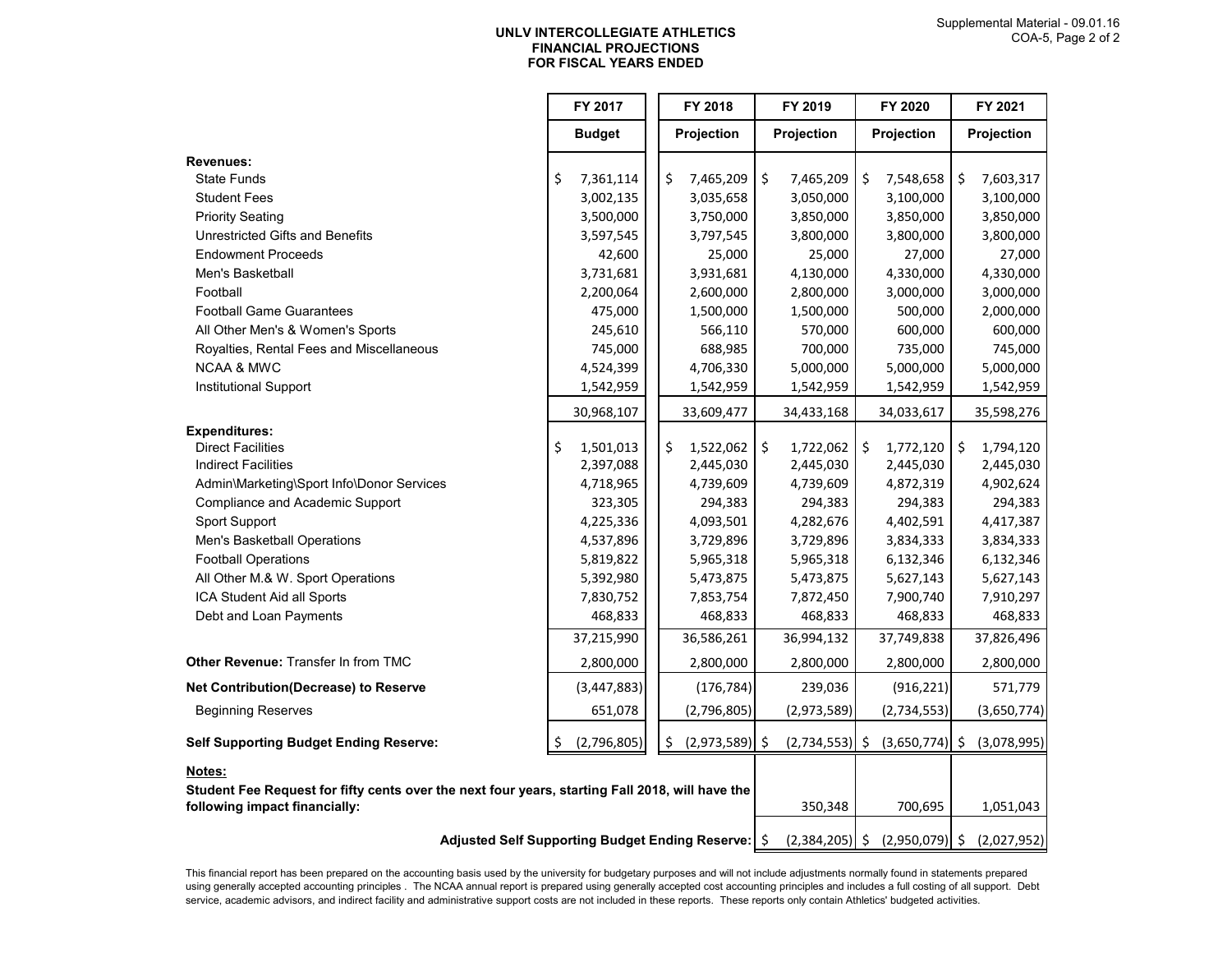**UNLV INTERCOLLEGIATE ATHLETICS**
**FINANCIAL PROJECTIONS**
**FOR FISCAL YEARS ENDED**

Supplemental Material - 09.01.16
COA-5, Page 2 of 2

| | FY 2017 Budget | FY 2018 Projection | FY 2019 Projection | FY 2020 Projection | FY 2021 Projection |
|---|---|---|---|---|---|
| **Revenues:** | | | | | |
| State Funds | $ 7,361,114 | $ 7,465,209 | $ 7,465,209 | $ 7,548,658 | $ 7,603,317 |
| Student Fees | 3,002,135 | 3,035,658 | 3,050,000 | 3,100,000 | 3,100,000 |
| Priority Seating | 3,500,000 | 3,750,000 | 3,850,000 | 3,850,000 | 3,850,000 |
| Unrestricted Gifts and Benefits | 3,597,545 | 3,797,545 | 3,800,000 | 3,800,000 | 3,800,000 |
| Endowment Proceeds | 42,600 | 25,000 | 25,000 | 27,000 | 27,000 |
| Men's Basketball | 3,731,681 | 3,931,681 | 4,130,000 | 4,330,000 | 4,330,000 |
| Football | 2,200,064 | 2,600,000 | 2,800,000 | 3,000,000 | 3,000,000 |
| Football Game Guarantees | 475,000 | 1,500,000 | 1,500,000 | 500,000 | 2,000,000 |
| All Other Men's & Women's Sports | 245,610 | 566,110 | 570,000 | 600,000 | 600,000 |
| Royalties, Rental Fees and Miscellaneous | 745,000 | 688,985 | 700,000 | 735,000 | 745,000 |
| NCAA & MWC | 4,524,399 | 4,706,330 | 5,000,000 | 5,000,000 | 5,000,000 |
| Institutional Support | 1,542,959 | 1,542,959 | 1,542,959 | 1,542,959 | 1,542,959 |
| | 30,968,107 | 33,609,477 | 34,433,168 | 34,033,617 | 35,598,276 |
| **Expenditures:** | | | | | |
| Direct Facilities | $ 1,501,013 | $ 1,522,062 | $ 1,722,062 | $ 1,772,120 | $ 1,794,120 |
| Indirect Facilities | 2,397,088 | 2,445,030 | 2,445,030 | 2,445,030 | 2,445,030 |
| Admin\Marketing\Sport Info\Donor Services | 4,718,965 | 4,739,609 | 4,739,609 | 4,872,319 | 4,902,624 |
| Compliance and Academic Support | 323,305 | 294,383 | 294,383 | 294,383 | 294,383 |
| Sport Support | 4,225,336 | 4,093,501 | 4,282,676 | 4,402,591 | 4,417,387 |
| Men's Basketball Operations | 4,537,896 | 3,729,896 | 3,729,896 | 3,834,333 | 3,834,333 |
| Football Operations | 5,819,822 | 5,965,318 | 5,965,318 | 6,132,346 | 6,132,346 |
| All Other M.& W. Sport Operations | 5,392,980 | 5,473,875 | 5,473,875 | 5,627,143 | 5,627,143 |
| ICA Student Aid all Sports | 7,830,752 | 7,853,754 | 7,872,450 | 7,900,740 | 7,910,297 |
| Debt and Loan Payments | 468,833 | 468,833 | 468,833 | 468,833 | 468,833 |
| | 37,215,990 | 36,586,261 | 36,994,132 | 37,749,838 | 37,826,496 |
| **Other Revenue:** Transfer In from TMC | 2,800,000 | 2,800,000 | 2,800,000 | 2,800,000 | 2,800,000 |
| **Net Contribution(Decrease) to Reserve** | (3,447,883) | (176,784) | 239,036 | (916,221) | 571,779 |
| Beginning Reserves | 651,078 | (2,796,805) | (2,973,589) | (2,734,553) | (3,650,774) |
| **Self Supporting Budget Ending Reserve:** | $ (2,796,805) | $ (2,973,589) | $ (2,734,553) | $ (3,650,774) | $ (3,078,995) |
| **Notes:** | | | | | |
| **Student Fee Request for fifty cents over the next four years, starting Fall 2018, will have the following impact financially:** | | | 350,348 | 700,695 | 1,051,043 |
| **Adjusted Self Supporting Budget Ending Reserve:** | | | $ (2,384,205) | $ (2,950,079) | $ (2,027,952) |

This financial report has been prepared on the accounting basis used by the university for budgetary purposes and will not include adjustments normally found in statements prepared using generally accepted accounting principles . The NCAA annual report is prepared using generally accepted cost accounting principles and includes a full costing of all support. Debt service, academic advisors, and indirect facility and administrative support costs are not included in these reports. These reports only contain Athletics' budgeted activities.